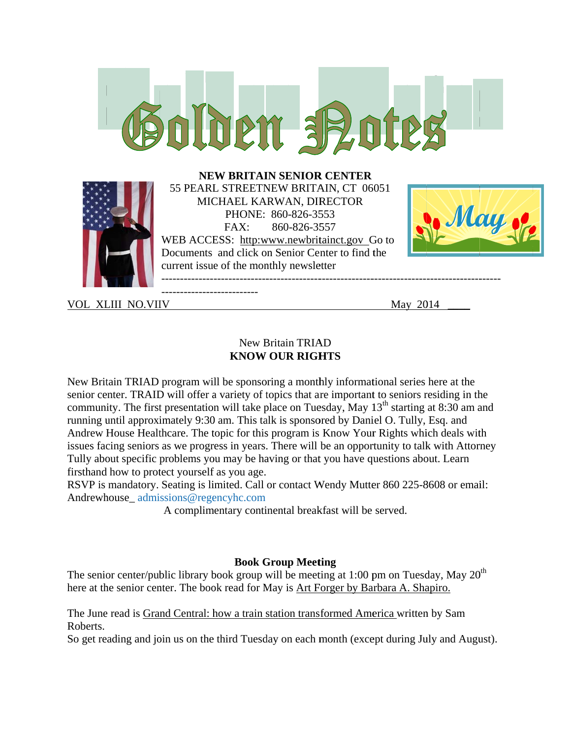# Golden Notes

**NEW BRITAIN SENIOR CENTER**
55 PEARL STREETNEW BRITAIN, CT 06051
MICHAEL KARWAN, DIRECTOR
PHONE: 860-826-3553
FAX: 860-826-3557
WEB ACCESS: http:www.newbritainct.gov Go to Documents and click on Senior Center to find the current issue of the monthly newsletter

May

VOL XLIII NO.VIIV May 2014

## New Britain TRIAD
## KNOW OUR RIGHTS

New Britain TRIAD program will be sponsoring a monthly informational series here at the senior center. TRAID will offer a variety of topics that are important to seniors residing in the community. The first presentation will take place on Tuesday, May 13th starting at 8:30 am and running until approximately 9:30 am. This talk is sponsored by Daniel O. Tully, Esq. and Andrew House Healthcare. The topic for this program is Know Your Rights which deals with issues facing seniors as we progress in years. There will be an opportunity to talk with Attorney Tully about specific problems you may be having or that you have questions about. Learn firsthand how to protect yourself as you age.
RSVP is mandatory. Seating is limited. Call or contact Wendy Mutter 860 225-8608 or email: Andrewhouse_ admissions@regencyhc.com

A complimentary continental breakfast will be served.

## Book Group Meeting

The senior center/public library book group will be meeting at 1:00 pm on Tuesday, May 20th here at the senior center. The book read for May is Art Forger by Barbara A. Shapiro.

The June read is Grand Central: how a train station transformed America written by Sam Roberts.
So get reading and join us on the third Tuesday on each month (except during July and August).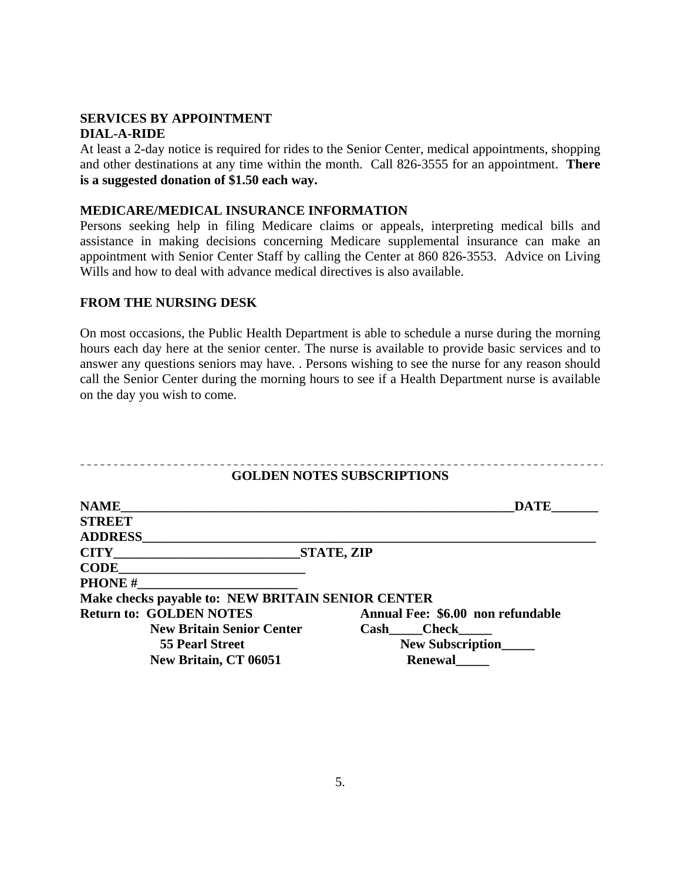## SERVICES BY APPOINTMENT

### DIAL-A-RIDE

At least a 2-day notice is required for rides to the Senior Center, medical appointments, shopping and other destinations at any time within the month. Call 826-3555 for an appointment. **There is a suggested donation of $1.50 each way.**

### MEDICARE/MEDICAL INSURANCE INFORMATION

Persons seeking help in filing Medicare claims or appeals, interpreting medical bills and assistance in making decisions concerning Medicare supplemental insurance can make an appointment with Senior Center Staff by calling the Center at 860 826-3553. Advice on Living Wills and how to deal with advance medical directives is also available.

### FROM THE NURSING DESK

On most occasions, the Public Health Department is able to schedule a nurse during the morning hours each day here at the senior center. The nurse is available to provide basic services and to answer any questions seniors may have. . Persons wishing to see the nurse for any reason should call the Senior Center during the morning hours to see if a Health Department nurse is available on the day you wish to come.

---

### GOLDEN NOTES SUBSCRIPTIONS

**NAME**_______________________________________________________________**DATE**_______

**STREET ADDRESS**________________________________________________________________________

**CITY**____________________________**STATE, ZIP CODE**_____________________________

**PHONE #**_________________________

**Make checks payable to: NEW BRITAIN SENIOR CENTER**

**Return to: GOLDEN NOTES**
**New Britain Senior Center**
**55 Pearl Street**
**New Britain, CT 06051**

**Annual Fee: $6.00 non refundable**

**Cash**_____**Check**_____

**New Subscription**_____

**Renewal**_____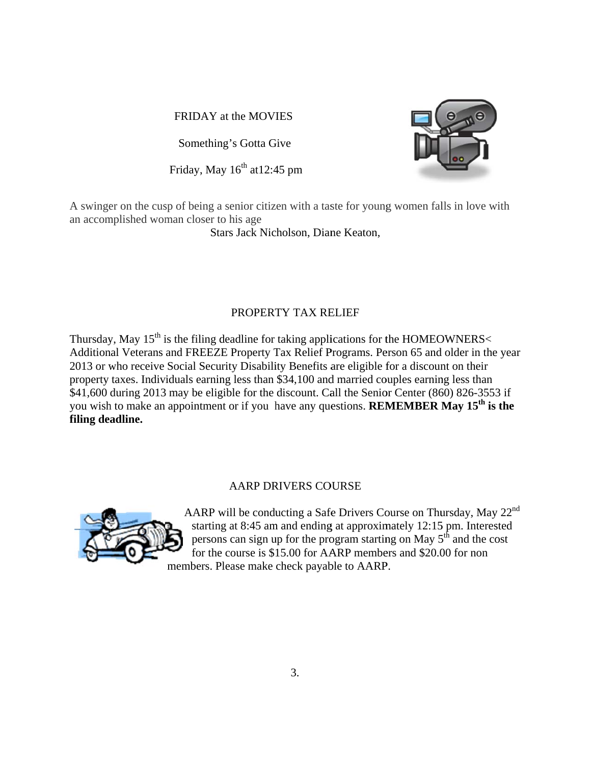## FRIDAY at the MOVIES

Something's Gotta Give

Friday, May 16th at12:45 pm

A swinger on the cusp of being a senior citizen with a taste for young women falls in love with an accomplished woman closer to his age

Stars Jack Nicholson, Diane Keaton,

## PROPERTY TAX RELIEF

Thursday, May 15th is the filing deadline for taking applications for the HOMEOWNERS< Additional Veterans and FREEZE Property Tax Relief Programs. Person 65 and older in the year 2013 or who receive Social Security Disability Benefits are eligible for a discount on their property taxes. Individuals earning less than $34,100 and married couples earning less than $41,600 during 2013 may be eligible for the discount. Call the Senior Center (860) 826-3553 if you wish to make an appointment or if you have any questions. **REMEMBER May 15th is the filing deadline.**

## AARP DRIVERS COURSE

AARP will be conducting a Safe Drivers Course on Thursday, May 22nd starting at 8:45 am and ending at approximately 12:15 pm. Interested persons can sign up for the program starting on May 5th and the cost for the course is $15.00 for AARP members and $20.00 for non members. Please make check payable to AARP.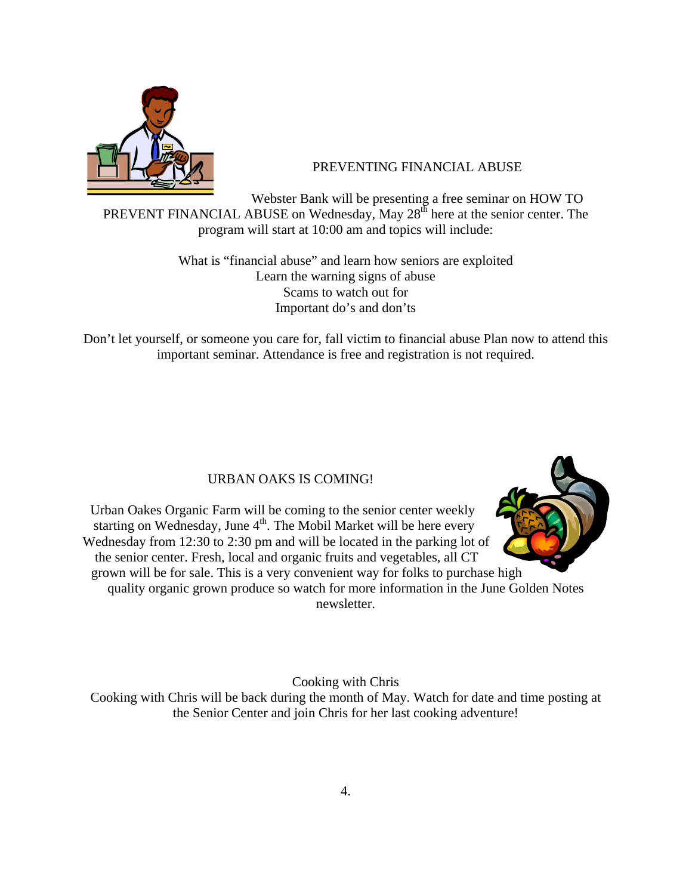## PREVENTING FINANCIAL ABUSE

Webster Bank will be presenting a free seminar on HOW TO PREVENT FINANCIAL ABUSE on Wednesday, May 28th here at the senior center. The program will start at 10:00 am and topics will include:

What is "financial abuse" and learn how seniors are exploited
Learn the warning signs of abuse
Scams to watch out for
Important do's and don'ts

Don't let yourself, or someone you care for, fall victim to financial abuse Plan now to attend this important seminar. Attendance is free and registration is not required.

## URBAN OAKS IS COMING!

Urban Oakes Organic Farm will be coming to the senior center weekly starting on Wednesday, June 4th. The Mobil Market will be here every Wednesday from 12:30 to 2:30 pm and will be located in the parking lot of the senior center. Fresh, local and organic fruits and vegetables, all CT grown will be for sale. This is a very convenient way for folks to purchase high quality organic grown produce so watch for more information in the June Golden Notes newsletter.

## Cooking with Chris

Cooking with Chris will be back during the month of May. Watch for date and time posting at the Senior Center and join Chris for her last cooking adventure!